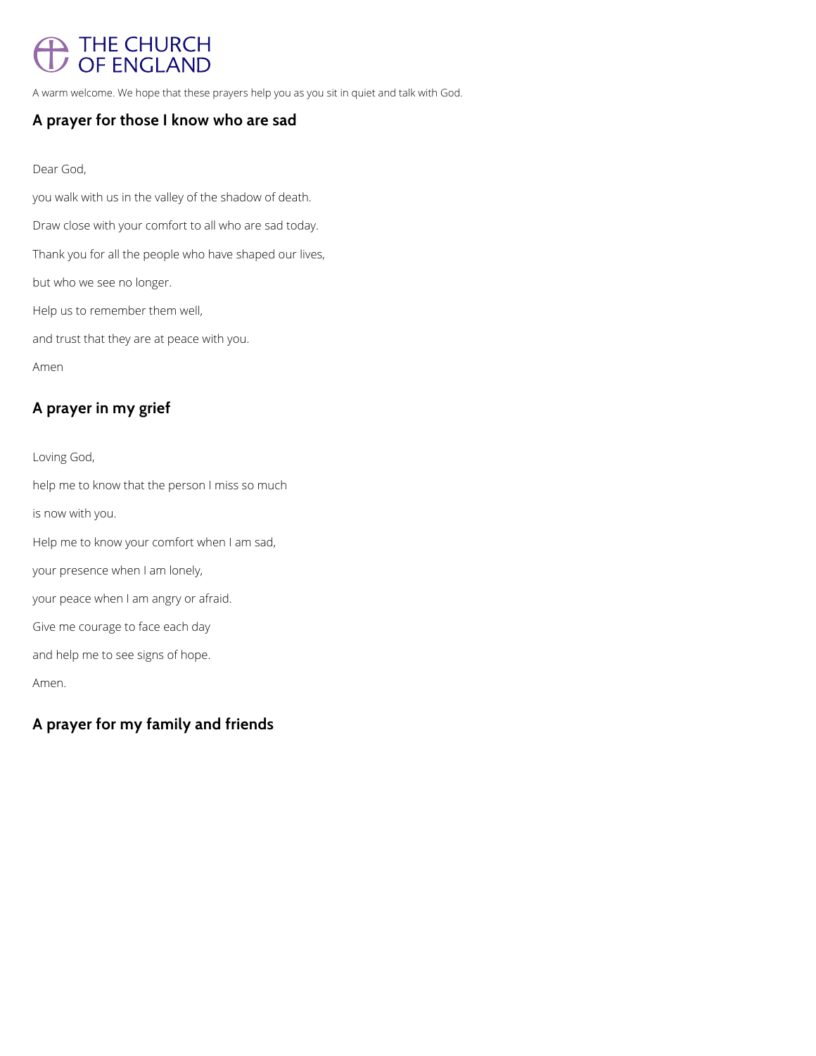THE CHURCH OF ENGLAND

A warm welcome. We hope that these prayers help you as you sit in quiet and talk with God.

## A prayer for those I know who are sad

Dear God,

you walk with us in the valley of the shadow of death.

Draw close with your comfort to all who are sad today.

Thank you for all the people who have shaped our lives,

but who we see no longer.

Help us to remember them well,

and trust that they are at peace with you.

Amen

## A prayer in my grief

Loving God,

help me to know that the person I miss so much

is now with you.

Help me to know your comfort when I am sad,

your presence when I am lonely,

your peace when I am angry or afraid.

Give me courage to face each day

and help me to see signs of hope.

Amen.

## A prayer for my family and friends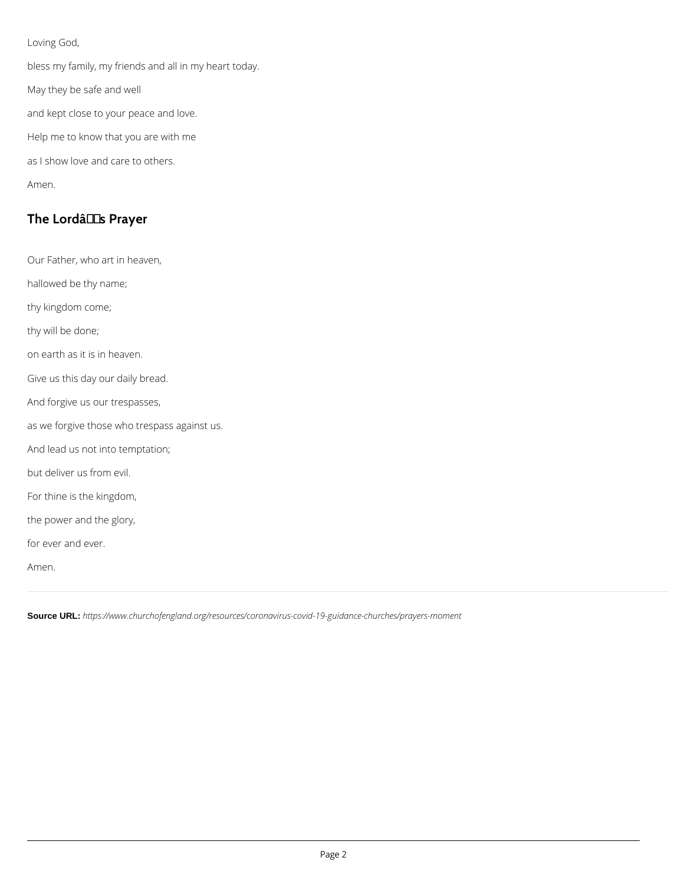Loving God,

bless my family, my friends and all in my heart today.

May they be safe and well

and kept close to your peace and love.

Help me to know that you are with me

as I show love and care to others.

Amen.

## The Lordâs Prayer

Our Father, who art in heaven,

hallowed be thy name;

thy kingdom come;

thy will be done;

on earth as it is in heaven.

Give us this day our daily bread.

And forgive us our trespasses,

as we forgive those who trespass against us.

And lead us not into temptation;

but deliver us from evil.

For thine is the kingdom,

the power and the glory,

for ever and ever.

Amen.

---

**Source URL:** *https://www.churchofengland.org/resources/coronavirus-covid-19-guidance-churches/prayers-moment*